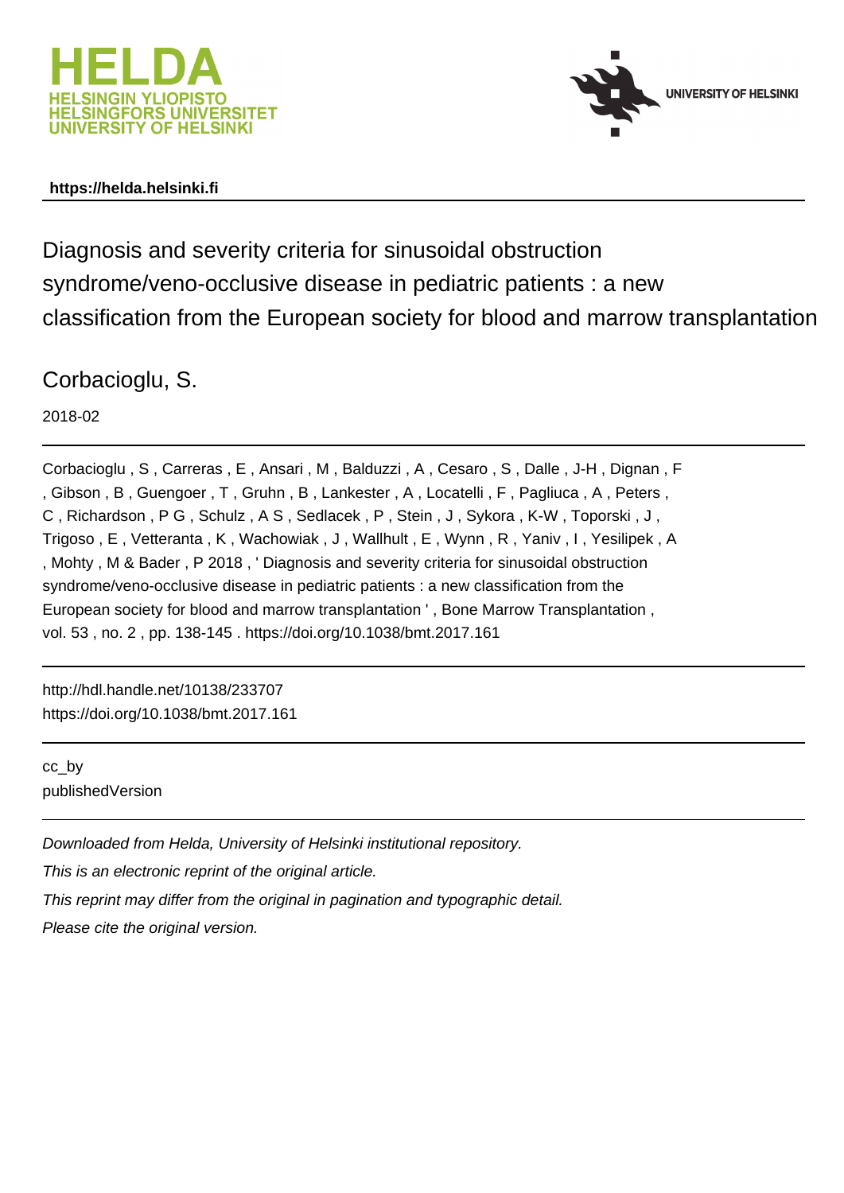HELDA
HELSINGIN YLIOPISTO
HELSINGFORS UNIVERSITET
UNIVERSITY OF HELSINKI

UNIVERSITY OF HELSINKI

**https://helda.helsinki.fi**

# Diagnosis and severity criteria for sinusoidal obstruction syndrome/veno-occlusive disease in pediatric patients : a new classification from the European society for blood and marrow transplantation

Corbacioglu, S.

2018-02

Corbacioglu , S , Carreras , E , Ansari , M , Balduzzi , A , Cesaro , S , Dalle , J-H , Dignan , F , Gibson , B , Guengoer , T , Gruhn , B , Lankester , A , Locatelli , F , Pagliuca , A , Peters , C , Richardson , P G , Schulz , A S , Sedlacek , P , Stein , J , Sykora , K-W , Toporski , J , Trigoso , E , Vetteranta , K , Wachowiak , J , Wallhult , E , Wynn , R , Yaniv , I , Yesilipek , A , Mohty , M & Bader , P 2018 , ' Diagnosis and severity criteria for sinusoidal obstruction syndrome/veno-occlusive disease in pediatric patients : a new classification from the European society for blood and marrow transplantation ' , Bone Marrow Transplantation , vol. 53 , no. 2 , pp. 138-145 . https://doi.org/10.1038/bmt.2017.161

http://hdl.handle.net/10138/233707
https://doi.org/10.1038/bmt.2017.161

cc_by
publishedVersion

*Downloaded from Helda, University of Helsinki institutional repository.*
*This is an electronic reprint of the original article.*
*This reprint may differ from the original in pagination and typographic detail.*
*Please cite the original version.*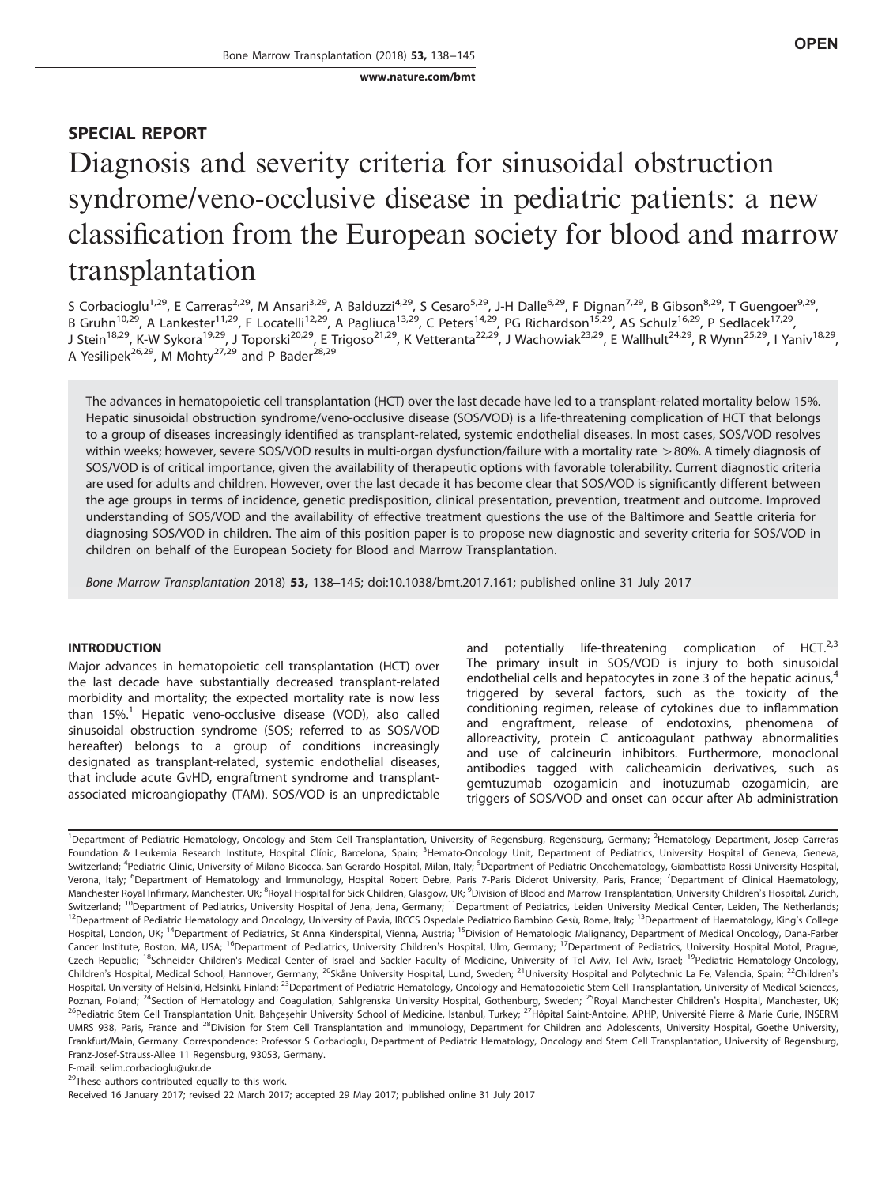OPEN

# SPECIAL REPORT

# Diagnosis and severity criteria for sinusoidal obstruction syndrome/veno-occlusive disease in pediatric patients: a new classification from the European society for blood and marrow transplantation

S Corbacioglu[1,29], E Carreras[2,29], M Ansari[3,29], A Balduzzi[4,29], S Cesaro[5,29], J-H Dalle[6,29], F Dignan[7,29], B Gibson[8,29], T Guengoer[9,29], B Gruhn[10,29], A Lankester[11,29], F Locatelli[12,29], A Pagliuca[13,29], C Peters[14,29], PG Richardson[15,29], AS Schulz[16,29], P Sedlacek[17,29], J Stein[18,29], K-W Sykora[19,29], J Toporski[20,29], E Trigoso[21,29], K Vetteranta[22,29], J Wachowiak[23,29], E Wallhult[24,29], R Wynn[25,29], I Yaniv[18,29], A Yesilipek[26,29], M Mohty[27,29] and P Bader[28,29]

The advances in hematopoietic cell transplantation (HCT) over the last decade have led to a transplant-related mortality below 15%. Hepatic sinusoidal obstruction syndrome/veno-occlusive disease (SOS/VOD) is a life-threatening complication of HCT that belongs to a group of diseases increasingly identified as transplant-related, systemic endothelial diseases. In most cases, SOS/VOD resolves within weeks; however, severe SOS/VOD results in multi-organ dysfunction/failure with a mortality rate >80%. A timely diagnosis of SOS/VOD is of critical importance, given the availability of therapeutic options with favorable tolerability. Current diagnostic criteria are used for adults and children. However, over the last decade it has become clear that SOS/VOD is significantly different between the age groups in terms of incidence, genetic predisposition, clinical presentation, prevention, treatment and outcome. Improved understanding of SOS/VOD and the availability of effective treatment questions the use of the Baltimore and Seattle criteria for diagnosing SOS/VOD in children. The aim of this position paper is to propose new diagnostic and severity criteria for SOS/VOD in children on behalf of the European Society for Blood and Marrow Transplantation.

*Bone Marrow Transplantation* 2018) **53,** 138–145; doi:10.1038/bmt.2017.161; published online 31 July 2017

## INTRODUCTION

Major advances in hematopoietic cell transplantation (HCT) over the last decade have substantially decreased transplant-related morbidity and mortality; the expected mortality rate is now less than 15%.[1] Hepatic veno-occlusive disease (VOD), also called sinusoidal obstruction syndrome (SOS; referred to as SOS/VOD hereafter) belongs to a group of conditions increasingly designated as transplant-related, systemic endothelial diseases, that include acute GvHD, engraftment syndrome and transplant-associated microangiopathy (TAM). SOS/VOD is an unpredictable and potentially life-threatening complication of HCT.[2,3] The primary insult in SOS/VOD is injury to both sinusoidal endothelial cells and hepatocytes in zone 3 of the hepatic acinus,[4] triggered by several factors, such as the toxicity of the conditioning regimen, release of cytokines due to inflammation and engraftment, release of endotoxins, phenomena of alloreactivity, protein C anticoagulant pathway abnormalities and use of calcineurin inhibitors. Furthermore, monoclonal antibodies tagged with calicheamicin derivatives, such as gemtuzumab ozogamicin and inotuzumab ozogamicin, are triggers of SOS/VOD and onset can occur after Ab administration

[1]Department of Pediatric Hematology, Oncology and Stem Cell Transplantation, University of Regensburg, Regensburg, Germany; [2]Hematology Department, Josep Carreras Foundation & Leukemia Research Institute, Hospital Clínic, Barcelona, Spain; [3]Hemato-Oncology Unit, Department of Pediatrics, University Hospital of Geneva, Geneva, Switzerland; [4]Pediatric Clinic, University of Milano-Bicocca, San Gerardo Hospital, Milan, Italy; [5]Department of Pediatric Oncohematology, Giambattista Rossi University Hospital, Verona, Italy; [6]Department of Hematology and Immunology, Hospital Robert Debre, Paris 7-Paris Diderot University, Paris, France; [7]Department of Clinical Haematology, Manchester Royal Infirmary, Manchester, UK; [8]Royal Hospital for Sick Children, Glasgow, UK; [9]Division of Blood and Marrow Transplantation, University Children's Hospital, Zurich, Switzerland; [10]Department of Pediatrics, University Hospital of Jena, Jena, Germany; [11]Department of Pediatrics, Leiden University Medical Center, Leiden, The Netherlands; [12]Department of Pediatric Hematology and Oncology, University of Pavia, IRCCS Ospedale Pediatrico Bambino Gesù, Rome, Italy; [13]Department of Haematology, King's College Hospital, London, UK; [14]Department of Pediatrics, St Anna Kinderspital, Vienna, Austria; [15]Division of Hematologic Malignancy, Department of Medical Oncology, Dana-Farber Cancer Institute, Boston, MA, USA; [16]Department of Pediatrics, University Children's Hospital, Ulm, Germany; [17]Department of Pediatrics, University Hospital Motol, Prague, Czech Republic; [18]Schneider Children's Medical Center of Israel and Sackler Faculty of Medicine, University of Tel Aviv, Tel Aviv, Israel; [19]Pediatric Hematology-Oncology, Children's Hospital, Medical School, Hannover, Germany; [20]Skåne University Hospital, Lund, Sweden; [21]University Hospital and Polytechnic La Fe, Valencia, Spain; [22]Children's Hospital, University of Helsinki, Helsinki, Finland; [23]Department of Pediatric Hematology, Oncology and Hematopoietic Stem Cell Transplantation, University of Medical Sciences, Poznan, Poland; [24]Section of Hematology and Coagulation, Sahlgrenska University Hospital, Gothenburg, Sweden; [25]Royal Manchester Children's Hospital, Manchester, UK; [26]Pediatric Stem Cell Transplantation Unit, Bahçeşehir University School of Medicine, Istanbul, Turkey; [27]Hôpital Saint-Antoine, APHP, Université Pierre & Marie Curie, INSERM UMRS 938, Paris, France and [28]Division for Stem Cell Transplantation and Immunology, Department for Children and Adolescents, University Hospital, Goethe University, Frankfurt/Main, Germany. Correspondence: Professor S Corbacioglu, Department of Pediatric Hematology, Oncology and Stem Cell Transplantation, University of Regensburg, Franz-Josef-Strauss-Allee 11 Regensburg, 93053, Germany.

E-mail: selim.corbacioglu@ukr.de

[29]These authors contributed equally to this work.

Received 16 January 2017; revised 22 March 2017; accepted 29 May 2017; published online 31 July 2017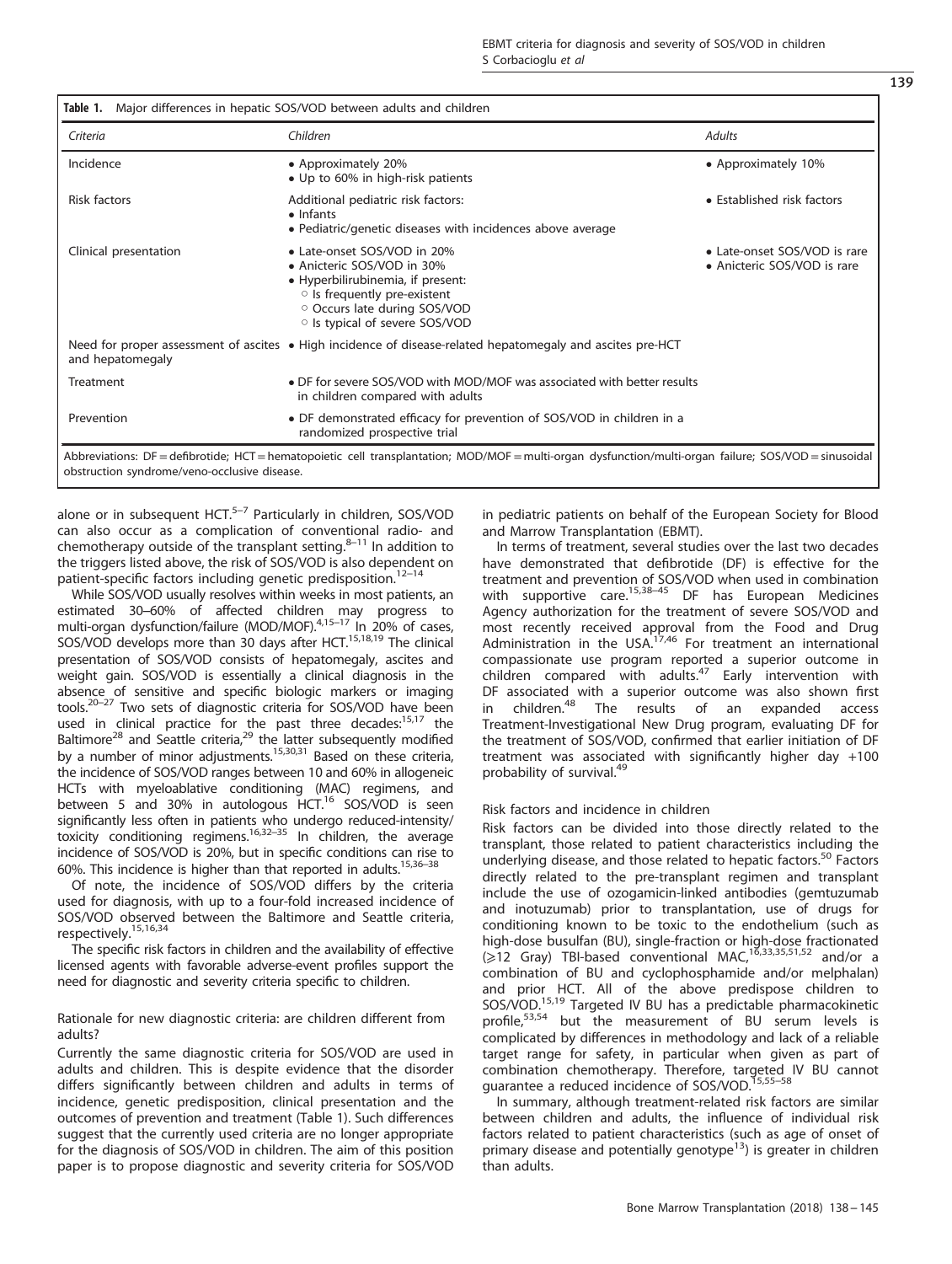**Table 1.** Major differences in hepatic SOS/VOD between adults and children

| Criteria | Children | Adults |
| --- | --- | --- |
| Incidence | • Approximately 20%<br>• Up to 60% in high-risk patients | • Approximately 10% |
| Risk factors | Additional pediatric risk factors:<br>• Infants<br>• Pediatric/genetic diseases with incidences above average | • Established risk factors |
| Clinical presentation | • Late-onset SOS/VOD in 20%<br>• Anicteric SOS/VOD in 30%<br>• Hyperbilirubinemia, if present:<br>○ Is frequently pre-existent<br>○ Occurs late during SOS/VOD<br>○ Is typical of severe SOS/VOD | • Late-onset SOS/VOD is rare<br>• Anicteric SOS/VOD is rare |
| Need for proper assessment of ascites and hepatomegaly | • High incidence of disease-related hepatomegaly and ascites pre-HCT | |
| Treatment | • DF for severe SOS/VOD with MOD/MOF was associated with better results in children compared with adults | |
| Prevention | • DF demonstrated efficacy for prevention of SOS/VOD in children in a randomized prospective trial | |

Abbreviations: DF = defibrotide; HCT = hematopoietic cell transplantation; MOD/MOF = multi-organ dysfunction/multi-organ failure; SOS/VOD = sinusoidal obstruction syndrome/veno-occlusive disease.

alone or in subsequent HCT.[5–7] Particularly in children, SOS/VOD can also occur as a complication of conventional radio- and chemotherapy outside of the transplant setting.[8–11] In addition to the triggers listed above, the risk of SOS/VOD is also dependent on patient-specific factors including genetic predisposition.[12–14]

While SOS/VOD usually resolves within weeks in most patients, an estimated 30–60% of affected children may progress to multi-organ dysfunction/failure (MOD/MOF).[4,15–17] In 20% of cases, SOS/VOD develops more than 30 days after HCT.[15,18,19] The clinical presentation of SOS/VOD consists of hepatomegaly, ascites and weight gain. SOS/VOD is essentially a clinical diagnosis in the absence of sensitive and specific biologic markers or imaging tools.[20–27] Two sets of diagnostic criteria for SOS/VOD have been used in clinical practice for the past three decades:[15,17] the Baltimore[28] and Seattle criteria,[29] the latter subsequently modified by a number of minor adjustments.[15,30,31] Based on these criteria, the incidence of SOS/VOD ranges between 10 and 60% in allogeneic HCTs with myeloablative conditioning (MAC) regimens, and between 5 and 30% in autologous HCT.[16] SOS/VOD is seen significantly less often in patients who undergo reduced-intensity/toxicity conditioning regimens.[16,32–35] In children, the average incidence of SOS/VOD is 20%, but in specific conditions can rise to 60%. This incidence is higher than that reported in adults.[15,36–38]

Of note, the incidence of SOS/VOD differs by the criteria used for diagnosis, with up to a four-fold increased incidence of SOS/VOD observed between the Baltimore and Seattle criteria, respectively.[15,16,34]

The specific risk factors in children and the availability of effective licensed agents with favorable adverse-event profiles support the need for diagnostic and severity criteria specific to children.

### Rationale for new diagnostic criteria: are children different from adults?

Currently the same diagnostic criteria for SOS/VOD are used in adults and children. This is despite evidence that the disorder differs significantly between children and adults in terms of incidence, genetic predisposition, clinical presentation and the outcomes of prevention and treatment (Table 1). Such differences suggest that the currently used criteria are no longer appropriate for the diagnosis of SOS/VOD in children. The aim of this position paper is to propose diagnostic and severity criteria for SOS/VOD in pediatric patients on behalf of the European Society for Blood and Marrow Transplantation (EBMT).

In terms of treatment, several studies over the last two decades have demonstrated that defibrotide (DF) is effective for the treatment and prevention of SOS/VOD when used in combination with supportive care.[15,38–45] DF has European Medicines Agency authorization for the treatment of severe SOS/VOD and most recently received approval from the Food and Drug Administration in the USA.[17,46] For treatment an international compassionate use program reported a superior outcome in children compared with adults.[47] Early intervention with DF associated with a superior outcome was also shown first in children.[48] The results of an expanded access Treatment-Investigational New Drug program, evaluating DF for the treatment of SOS/VOD, confirmed that earlier initiation of DF treatment was associated with significantly higher day +100 probability of survival.[49]

### Risk factors and incidence in children

Risk factors can be divided into those directly related to the transplant, those related to patient characteristics including the underlying disease, and those related to hepatic factors.[50] Factors directly related to the pre-transplant regimen and transplant include the use of ozogamicin-linked antibodies (gemtuzumab and inotuzumab) prior to transplantation, use of drugs for conditioning known to be toxic to the endothelium (such as high-dose busulfan (BU), single-fraction or high-dose fractionated (⩾12 Gray) TBI-based conventional MAC,[16,33,35,51,52] and/or a combination of BU and cyclophosphamide and/or melphalan) and prior HCT. All of the above predispose children to SOS/VOD.[15,19] Targeted IV BU has a predictable pharmacokinetic profile,[53,54] but the measurement of BU serum levels is complicated by differences in methodology and lack of a reliable target range for safety, in particular when given as part of combination chemotherapy. Therefore, targeted IV BU cannot guarantee a reduced incidence of SOS/VOD.[15,55–58]

In summary, although treatment-related risk factors are similar between children and adults, the influence of individual risk factors related to patient characteristics (such as age of onset of primary disease and potentially genotype[13]) is greater in children than adults.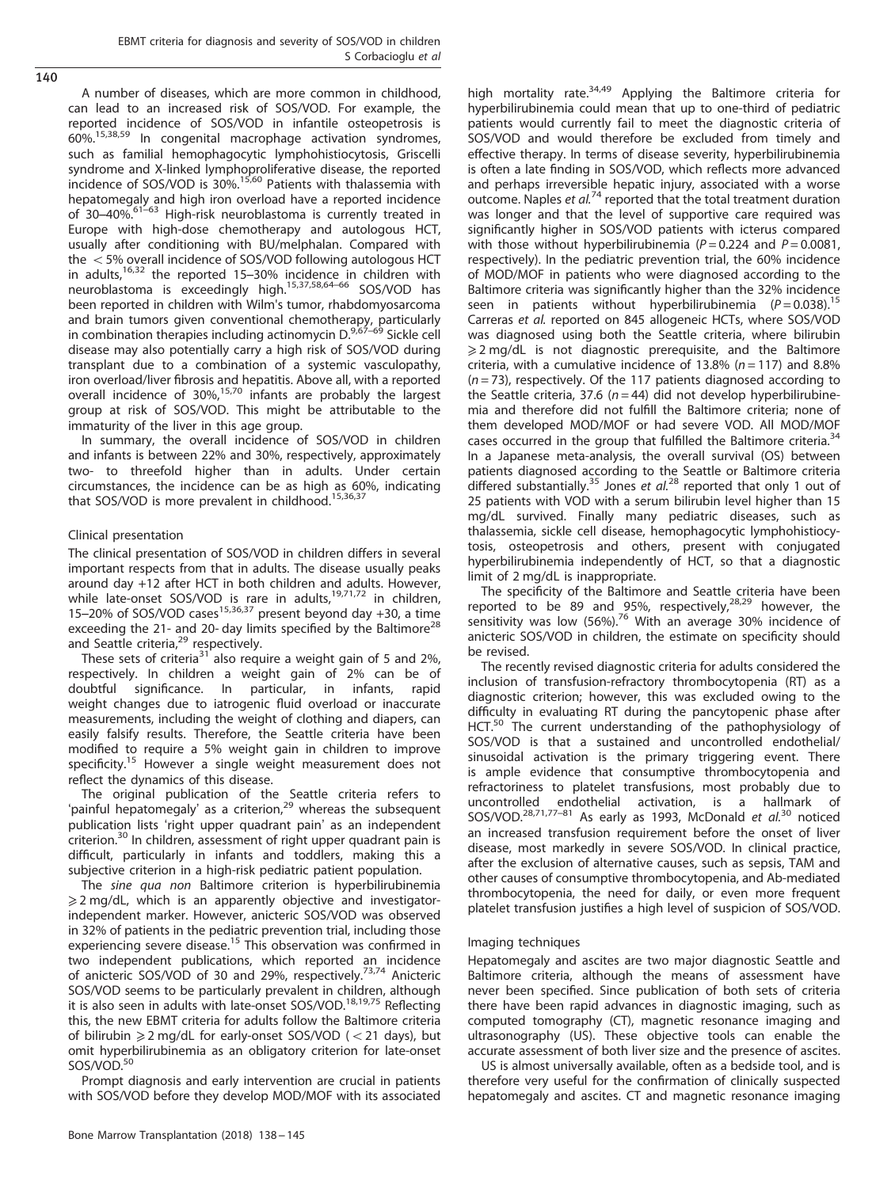A number of diseases, which are more common in childhood, can lead to an increased risk of SOS/VOD. For example, the reported incidence of SOS/VOD in infantile osteopetrosis is 60%.[15,38,59] In congenital macrophage activation syndromes, such as familial hemophagocytic lymphohistiocytosis, Griscelli syndrome and X-linked lymphoproliferative disease, the reported incidence of SOS/VOD is 30%.[15,60] Patients with thalassemia with hepatomegaly and high iron overload have a reported incidence of 30–40%.[61–63] High-risk neuroblastoma is currently treated in Europe with high-dose chemotherapy and autologous HCT, usually after conditioning with BU/melphalan. Compared with the < 5% overall incidence of SOS/VOD following autologous HCT in adults,[16,32] the reported 15–30% incidence in children with neuroblastoma is exceedingly high.[15,37,58,64–66] SOS/VOD has been reported in children with Wilm's tumor, rhabdomyosarcoma and brain tumors given conventional chemotherapy, particularly in combination therapies including actinomycin D.[9,67–69] Sickle cell disease may also potentially carry a high risk of SOS/VOD during transplant due to a combination of a systemic vasculopathy, iron overload/liver fibrosis and hepatitis. Above all, with a reported overall incidence of 30%,[15,70] infants are probably the largest group at risk of SOS/VOD. This might be attributable to the immaturity of the liver in this age group.

In summary, the overall incidence of SOS/VOD in children and infants is between 22% and 30%, respectively, approximately two- to threefold higher than in adults. Under certain circumstances, the incidence can be as high as 60%, indicating that SOS/VOD is more prevalent in childhood.[15,36,37]

### Clinical presentation

The clinical presentation of SOS/VOD in children differs in several important respects from that in adults. The disease usually peaks around day +12 after HCT in both children and adults. However, while late-onset SOS/VOD is rare in adults,[19,71,72] in children, 15–20% of SOS/VOD cases[15,36,37] present beyond day +30, a time exceeding the 21- and 20- day limits specified by the Baltimore[28] and Seattle criteria,[29] respectively.

These sets of criteria[31] also require a weight gain of 5 and 2%, respectively. In children a weight gain of 2% can be of doubtful significance. In particular, in infants, rapid weight changes due to iatrogenic fluid overload or inaccurate measurements, including the weight of clothing and diapers, can easily falsify results. Therefore, the Seattle criteria have been modified to require a 5% weight gain in children to improve specificity.[15] However a single weight measurement does not reflect the dynamics of this disease.

The original publication of the Seattle criteria refers to 'painful hepatomegaly' as a criterion,[29] whereas the subsequent publication lists 'right upper quadrant pain' as an independent criterion.[30] In children, assessment of right upper quadrant pain is difficult, particularly in infants and toddlers, making this a subjective criterion in a high-risk pediatric patient population.

The *sine qua non* Baltimore criterion is hyperbilirubinemia ⩾2 mg/dL, which is an apparently objective and investigator-independent marker. However, anicteric SOS/VOD was observed in 32% of patients in the pediatric prevention trial, including those experiencing severe disease.[15] This observation was confirmed in two independent publications, which reported an incidence of anicteric SOS/VOD of 30 and 29%, respectively.[73,74] Anicteric SOS/VOD seems to be particularly prevalent in children, although it is also seen in adults with late-onset SOS/VOD.[18,19,75] Reflecting this, the new EBMT criteria for adults follow the Baltimore criteria of bilirubin ⩾2 mg/dL for early-onset SOS/VOD (< 21 days), but omit hyperbilirubinemia as an obligatory criterion for late-onset SOS/VOD.[50]

Prompt diagnosis and early intervention are crucial in patients with SOS/VOD before they develop MOD/MOF with its associated high mortality rate.[34,49] Applying the Baltimore criteria for hyperbilirubinemia could mean that up to one-third of pediatric patients would currently fail to meet the diagnostic criteria of SOS/VOD and would therefore be excluded from timely and effective therapy. In terms of disease severity, hyperbilirubinemia is often a late finding in SOS/VOD, which reflects more advanced and perhaps irreversible hepatic injury, associated with a worse outcome. Naples *et al.*[74] reported that the total treatment duration was longer and that the level of supportive care required was significantly higher in SOS/VOD patients with icterus compared with those without hyperbilirubinemia ($P = 0.224$ and $P = 0.0081$, respectively). In the pediatric prevention trial, the 60% incidence of MOD/MOF in patients who were diagnosed according to the Baltimore criteria was significantly higher than the 32% incidence seen in patients without hyperbilirubinemia ($P = 0.038$).[15] Carreras *et al.* reported on 845 allogeneic HCTs, where SOS/VOD was diagnosed using both the Seattle criteria, where bilirubin ⩾2 mg/dL is not diagnostic prerequisite, and the Baltimore criteria, with a cumulative incidence of 13.8% ($n = 117$) and 8.8% ($n = 73$), respectively. Of the 117 patients diagnosed according to the Seattle criteria, 37.6 ($n = 44$) did not develop hyperbilirubinemia and therefore did not fulfill the Baltimore criteria; none of them developed MOD/MOF or had severe VOD. All MOD/MOF cases occurred in the group that fulfilled the Baltimore criteria.[34] In a Japanese meta-analysis, the overall survival (OS) between patients diagnosed according to the Seattle or Baltimore criteria differed substantially.[35] Jones *et al.*[28] reported that only 1 out of 25 patients with VOD with a serum bilirubin level higher than 15 mg/dL survived. Finally many pediatric diseases, such as thalassemia, sickle cell disease, hemophagocytic lymphohistiocytosis, osteopetrosis and others, present with conjugated hyperbilirubinemia independently of HCT, so that a diagnostic limit of 2 mg/dL is inappropriate.

The specificity of the Baltimore and Seattle criteria have been reported to be 89 and 95%, respectively,[28,29] however, the sensitivity was low (56%).[76] With an average 30% incidence of anicteric SOS/VOD in children, the estimate on specificity should be revised.

The recently revised diagnostic criteria for adults considered the inclusion of transfusion-refractory thrombocytopenia (RT) as a diagnostic criterion; however, this was excluded owing to the difficulty in evaluating RT during the pancytopenic phase after HCT.[50] The current understanding of the pathophysiology of SOS/VOD is that a sustained and uncontrolled endothelial/sinusoidal activation is the primary triggering event. There is ample evidence that consumptive thrombocytopenia and refractoriness to platelet transfusions, most probably due to uncontrolled endothelial activation, is a hallmark of SOS/VOD.[28,71,77–81] As early as 1993, McDonald *et al.*[30] noticed an increased transfusion requirement before the onset of liver disease, most markedly in severe SOS/VOD. In clinical practice, after the exclusion of alternative causes, such as sepsis, TAM and other causes of consumptive thrombocytopenia, and Ab-mediated thrombocytopenia, the need for daily, or even more frequent platelet transfusion justifies a high level of suspicion of SOS/VOD.

### Imaging techniques

Hepatomegaly and ascites are two major diagnostic Seattle and Baltimore criteria, although the means of assessment have never been specified. Since publication of both sets of criteria there have been rapid advances in diagnostic imaging, such as computed tomography (CT), magnetic resonance imaging and ultrasonography (US). These objective tools can enable the accurate assessment of both liver size and the presence of ascites.

US is almost universally available, often as a bedside tool, and is therefore very useful for the confirmation of clinically suspected hepatomegaly and ascites. CT and magnetic resonance imaging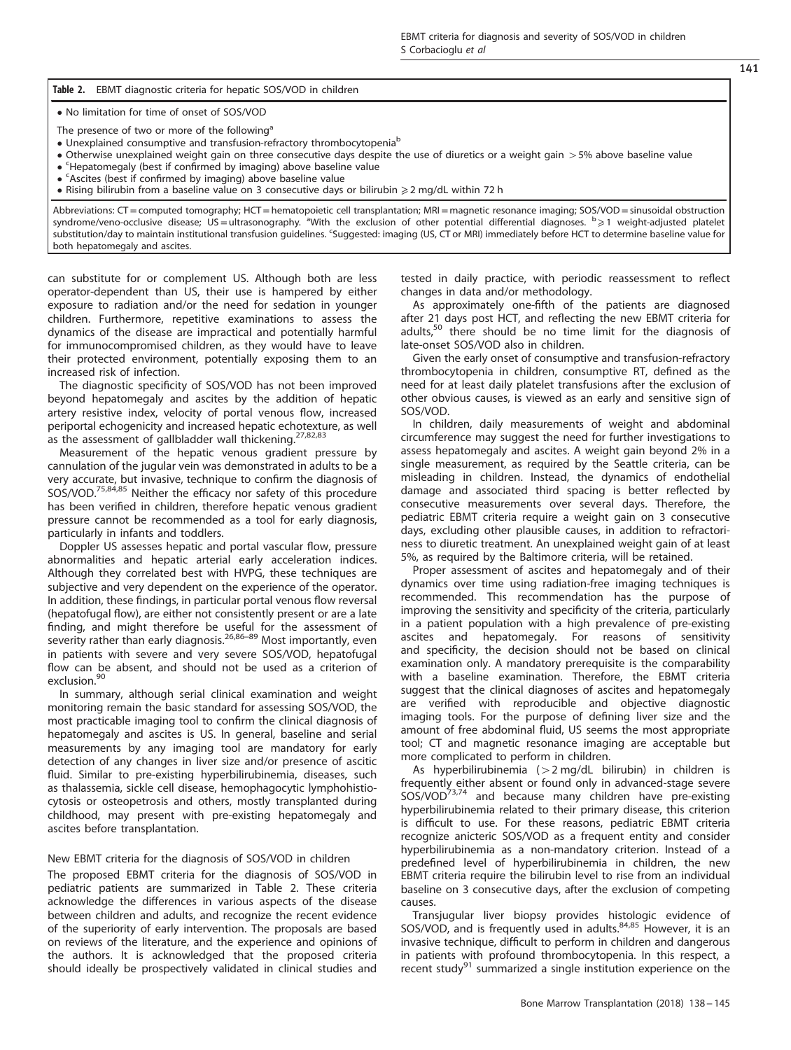**Table 2.** EBMT diagnostic criteria for hepatic SOS/VOD in children

- No limitation for time of onset of SOS/VOD

The presence of two or more of the following[a]

- Unexplained consumptive and transfusion-refractory thrombocytopenia[b]
- Otherwise unexplained weight gain on three consecutive days despite the use of diuretics or a weight gain >5% above baseline value
- [c]Hepatomegaly (best if confirmed by imaging) above baseline value
- [c]Ascites (best if confirmed by imaging) above baseline value
- Rising bilirubin from a baseline value on 3 consecutive days or bilirubin ⩾2 mg/dL within 72 h

Abbreviations: CT = computed tomography; HCT = hematopoietic cell transplantation; MRI = magnetic resonance imaging; SOS/VOD = sinusoidal obstruction syndrome/veno-occlusive disease; US = ultrasonography. [a]With the exclusion of other potential differential diagnoses. [b]⩾1 weight-adjusted platelet substitution/day to maintain institutional transfusion guidelines. [c]Suggested: imaging (US, CT or MRI) immediately before HCT to determine baseline value for both hepatomegaly and ascites.

can substitute for or complement US. Although both are less operator-dependent than US, their use is hampered by either exposure to radiation and/or the need for sedation in younger children. Furthermore, repetitive examinations to assess the dynamics of the disease are impractical and potentially harmful for immunocompromised children, as they would have to leave their protected environment, potentially exposing them to an increased risk of infection.

The diagnostic specificity of SOS/VOD has not been improved beyond hepatomegaly and ascites by the addition of hepatic artery resistive index, velocity of portal venous flow, increased periportal echogenicity and increased hepatic echotexture, as well as the assessment of gallbladder wall thickening.[27,82,83]

Measurement of the hepatic venous gradient pressure by cannulation of the jugular vein was demonstrated in adults to be a very accurate, but invasive, technique to confirm the diagnosis of SOS/VOD.[75,84,85] Neither the efficacy nor safety of this procedure has been verified in children, therefore hepatic venous gradient pressure cannot be recommended as a tool for early diagnosis, particularly in infants and toddlers.

Doppler US assesses hepatic and portal vascular flow, pressure abnormalities and hepatic arterial early acceleration indices. Although they correlated best with HVPG, these techniques are subjective and very dependent on the experience of the operator. In addition, these findings, in particular portal venous flow reversal (hepatofugal flow), are either not consistently present or are a late finding, and might therefore be useful for the assessment of severity rather than early diagnosis.[26,86–89] Most importantly, even in patients with severe and very severe SOS/VOD, hepatofugal flow can be absent, and should not be used as a criterion of exclusion.[90]

In summary, although serial clinical examination and weight monitoring remain the basic standard for assessing SOS/VOD, the most practicable imaging tool to confirm the clinical diagnosis of hepatomegaly and ascites is US. In general, baseline and serial measurements by any imaging tool are mandatory for early detection of any changes in liver size and/or presence of ascitic fluid. Similar to pre-existing hyperbilirubinemia, diseases, such as thalassemia, sickle cell disease, hemophagocytic lymphohistiocytosis or osteopetrosis and others, mostly transplanted during childhood, may present with pre-existing hepatomegaly and ascites before transplantation.

## New EBMT criteria for the diagnosis of SOS/VOD in children

The proposed EBMT criteria for the diagnosis of SOS/VOD in pediatric patients are summarized in Table 2. These criteria acknowledge the differences in various aspects of the disease between children and adults, and recognize the recent evidence of the superiority of early intervention. The proposals are based on reviews of the literature, and the experience and opinions of the authors. It is acknowledged that the proposed criteria should ideally be prospectively validated in clinical studies and tested in daily practice, with periodic reassessment to reflect changes in data and/or methodology.

As approximately one-fifth of the patients are diagnosed after 21 days post HCT, and reflecting the new EBMT criteria for adults,[50] there should be no time limit for the diagnosis of late-onset SOS/VOD also in children.

Given the early onset of consumptive and transfusion-refractory thrombocytopenia in children, consumptive RT, defined as the need for at least daily platelet transfusions after the exclusion of other obvious causes, is viewed as an early and sensitive sign of SOS/VOD.

In children, daily measurements of weight and abdominal circumference may suggest the need for further investigations to assess hepatomegaly and ascites. A weight gain beyond 2% in a single measurement, as required by the Seattle criteria, can be misleading in children. Instead, the dynamics of endothelial damage and associated third spacing is better reflected by consecutive measurements over several days. Therefore, the pediatric EBMT criteria require a weight gain on 3 consecutive days, excluding other plausible causes, in addition to refractoriness to diuretic treatment. An unexplained weight gain of at least 5%, as required by the Baltimore criteria, will be retained.

Proper assessment of ascites and hepatomegaly and of their dynamics over time using radiation-free imaging techniques is recommended. This recommendation has the purpose of improving the sensitivity and specificity of the criteria, particularly in a patient population with a high prevalence of pre-existing ascites and hepatomegaly. For reasons of sensitivity and specificity, the decision should not be based on clinical examination only. A mandatory prerequisite is the comparability with a baseline examination. Therefore, the EBMT criteria suggest that the clinical diagnoses of ascites and hepatomegaly are verified with reproducible and objective diagnostic imaging tools. For the purpose of defining liver size and the amount of free abdominal fluid, US seems the most appropriate tool; CT and magnetic resonance imaging are acceptable but more complicated to perform in children.

As hyperbilirubinemia (>2 mg/dL bilirubin) in children is frequently either absent or found only in advanced-stage severe SOS/VOD[73,74] and because many children have pre-existing hyperbilirubinemia related to their primary disease, this criterion is difficult to use. For these reasons, pediatric EBMT criteria recognize anicteric SOS/VOD as a frequent entity and consider hyperbilirubinemia as a non-mandatory criterion. Instead of a predefined level of hyperbilirubinemia in children, the new EBMT criteria require the bilirubin level to rise from an individual baseline on 3 consecutive days, after the exclusion of competing causes.

Transjugular liver biopsy provides histologic evidence of SOS/VOD, and is frequently used in adults.[84,85] However, it is an invasive technique, difficult to perform in children and dangerous in patients with profound thrombocytopenia. In this respect, a recent study[91] summarized a single institution experience on the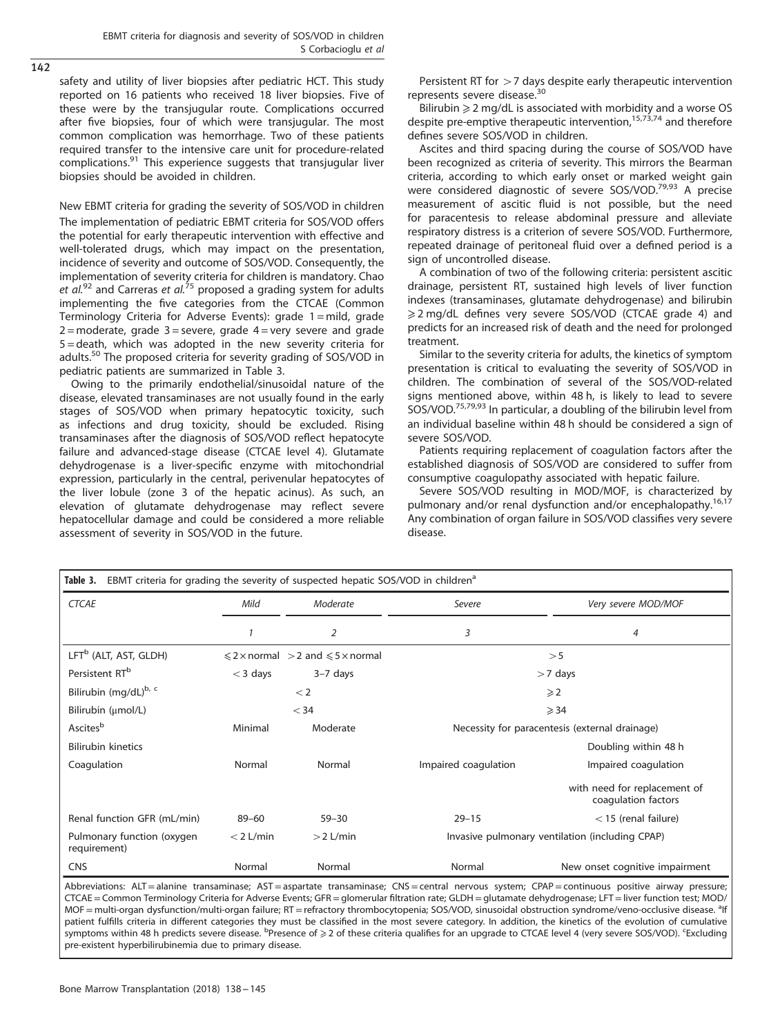safety and utility of liver biopsies after pediatric HCT. This study reported on 16 patients who received 18 liver biopsies. Five of these were by the transjugular route. Complications occurred after five biopsies, four of which were transjugular. The most common complication was hemorrhage. Two of these patients required transfer to the intensive care unit for procedure-related complications.[91] This experience suggests that transjugular liver biopsies should be avoided in children.

## New EBMT criteria for grading the severity of SOS/VOD in children

The implementation of pediatric EBMT criteria for SOS/VOD offers the potential for early therapeutic intervention with effective and well-tolerated drugs, which may impact on the presentation, incidence of severity and outcome of SOS/VOD. Consequently, the implementation of severity criteria for children is mandatory. Chao *et al.*[92] and Carreras *et al.*[75] proposed a grading system for adults implementing the five categories from the CTCAE (Common Terminology Criteria for Adverse Events): grade 1 = mild, grade 2 = moderate, grade 3 = severe, grade 4 = very severe and grade 5 = death, which was adopted in the new severity criteria for adults.[50] The proposed criteria for severity grading of SOS/VOD in pediatric patients are summarized in Table 3.

Owing to the primarily endothelial/sinusoidal nature of the disease, elevated transaminases are not usually found in the early stages of SOS/VOD when primary hepatocytic toxicity, such as infections and drug toxicity, should be excluded. Rising transaminases after the diagnosis of SOS/VOD reflect hepatocyte failure and advanced-stage disease (CTCAE level 4). Glutamate dehydrogenase is a liver-specific enzyme with mitochondrial expression, particularly in the central, perivenular hepatocytes of the liver lobule (zone 3 of the hepatic acinus). As such, an elevation of glutamate dehydrogenase may reflect severe hepatocellular damage and could be considered a more reliable assessment of severity in SOS/VOD in the future.

Persistent RT for > 7 days despite early therapeutic intervention represents severe disease.[30]

Bilirubin ⩾ 2 mg/dL is associated with morbidity and a worse OS despite pre-emptive therapeutic intervention,[15,73,74] and therefore defines severe SOS/VOD in children.

Ascites and third spacing during the course of SOS/VOD have been recognized as criteria of severity. This mirrors the Bearman criteria, according to which early onset or marked weight gain were considered diagnostic of severe SOS/VOD.[79,93] A precise measurement of ascitic fluid is not possible, but the need for paracentesis to release abdominal pressure and alleviate respiratory distress is a criterion of severe SOS/VOD. Furthermore, repeated drainage of peritoneal fluid over a defined period is a sign of uncontrolled disease.

A combination of two of the following criteria: persistent ascitic drainage, persistent RT, sustained high levels of liver function indexes (transaminases, glutamate dehydrogenase) and bilirubin ⩾ 2 mg/dL defines very severe SOS/VOD (CTCAE grade 4) and predicts for an increased risk of death and the need for prolonged treatment.

Similar to the severity criteria for adults, the kinetics of symptom presentation is critical to evaluating the severity of SOS/VOD in children. The combination of several of the SOS/VOD-related signs mentioned above, within 48 h, is likely to lead to severe SOS/VOD.[75,79,93] In particular, a doubling of the bilirubin level from an individual baseline within 48 h should be considered a sign of severe SOS/VOD.

Patients requiring replacement of coagulation factors after the established diagnosis of SOS/VOD are considered to suffer from consumptive coagulopathy associated with hepatic failure.

Severe SOS/VOD resulting in MOD/MOF, is characterized by pulmonary and/or renal dysfunction and/or encephalopathy.[16,17] Any combination of organ failure in SOS/VOD classifies very severe disease.

**Table 3.** EBMT criteria for grading the severity of suspected hepatic SOS/VOD in children[a]

| CTCAE | Mild | Moderate | Severe | Very severe MOD/MOF |
|---|---|---|---|---|
| | 1 | 2 | 3 | 4 |
| LFT[b] (ALT, AST, GLDH) | ⩽ 2 × normal | > 2 and ⩽ 5 × normal | > 5 | > 5 |
| Persistent RT[b] | < 3 days | 3–7 days | > 7 days | > 7 days |
| Bilirubin (mg/dL)[b, c] | < 2 | < 2 | ⩾ 2 | ⩾ 2 |
| Bilirubin (μmol/L) | < 34 | < 34 | ⩾ 34 | ⩾ 34 |
| Ascites[b] | Minimal | Moderate | Necessity for paracentesis (external drainage) | Necessity for paracentesis (external drainage) |
| Bilirubin kinetics | | | | Doubling within 48 h |
| Coagulation | Normal | Normal | Impaired coagulation | Impaired coagulation with need for replacement of coagulation factors |
| Renal function GFR (mL/min) | 89–60 | 59–30 | 29–15 | < 15 (renal failure) |
| Pulmonary function (oxygen requirement) | < 2 L/min | > 2 L/min | Invasive pulmonary ventilation (including CPAP) | Invasive pulmonary ventilation (including CPAP) |
| CNS | Normal | Normal | Normal | New onset cognitive impairment |

Abbreviations: ALT = alanine transaminase; AST = aspartate transaminase; CNS = central nervous system; CPAP = continuous positive airway pressure; CTCAE = Common Terminology Criteria for Adverse Events; GFR = glomerular filtration rate; GLDH = glutamate dehydrogenase; LFT = liver function test; MOD/MOF = multi-organ dysfunction/multi-organ failure; RT = refractory thrombocytopenia; SOS/VOD, sinusoidal obstruction syndrome/veno-occlusive disease. [a]If patient fulfills criteria in different categories they must be classified in the most severe category. In addition, the kinetics of the evolution of cumulative symptoms within 48 h predicts severe disease. [b]Presence of ⩾ 2 of these criteria qualifies for an upgrade to CTCAE level 4 (very severe SOS/VOD). [c]Excluding pre-existent hyperbilirubinemia due to primary disease.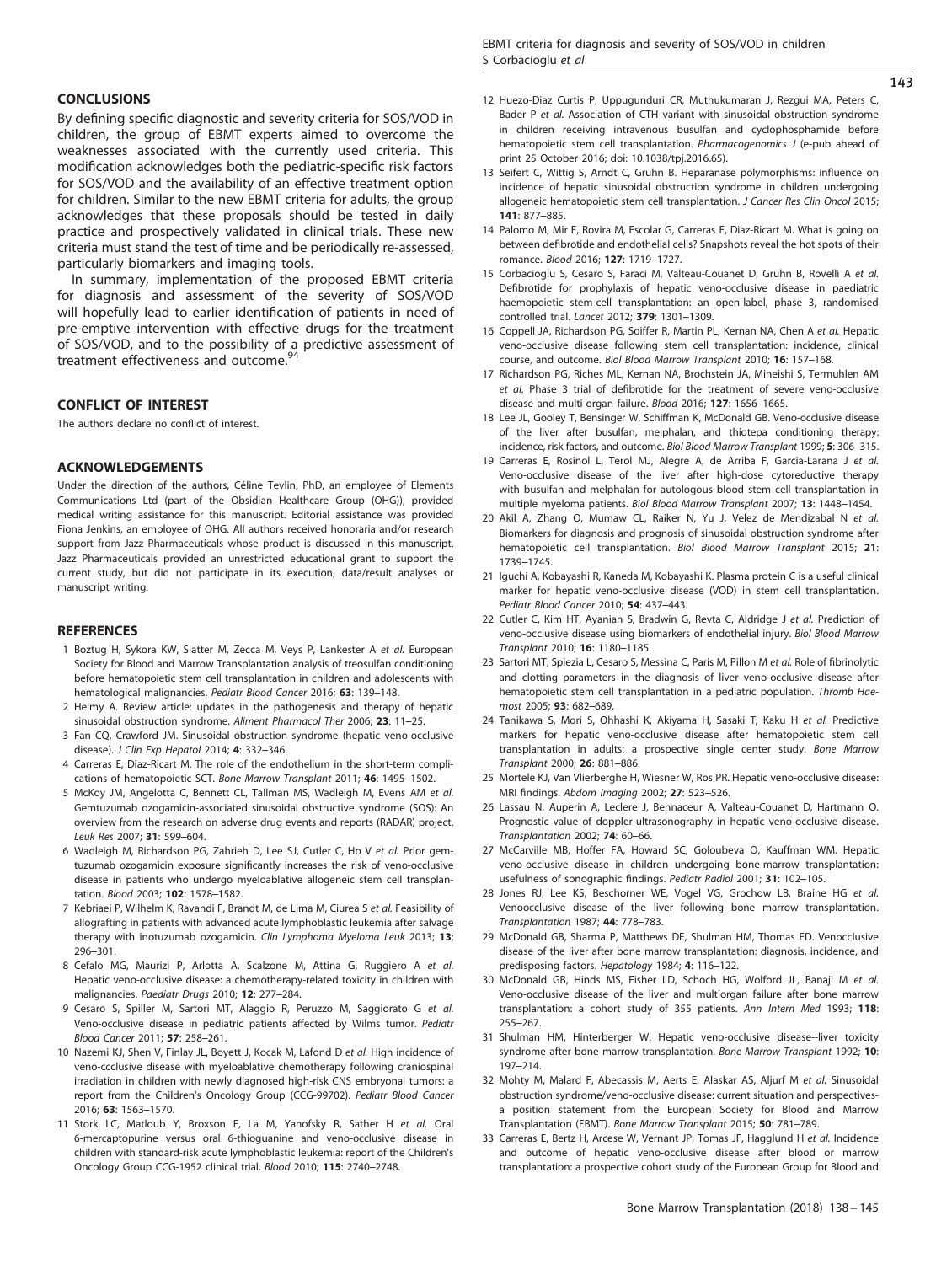## CONCLUSIONS

By defining specific diagnostic and severity criteria for SOS/VOD in children, the group of EBMT experts aimed to overcome the weaknesses associated with the currently used criteria. This modification acknowledges both the pediatric-specific risk factors for SOS/VOD and the availability of an effective treatment option for children. Similar to the new EBMT criteria for adults, the group acknowledges that these proposals should be tested in daily practice and prospectively validated in clinical trials. These new criteria must stand the test of time and be periodically re-assessed, particularly biomarkers and imaging tools.

In summary, implementation of the proposed EBMT criteria for diagnosis and assessment of the severity of SOS/VOD will hopefully lead to earlier identification of patients in need of pre-emptive intervention with effective drugs for the treatment of SOS/VOD, and to the possibility of a predictive assessment of treatment effectiveness and outcome.[94]

## CONFLICT OF INTEREST

The authors declare no conflict of interest.

## ACKNOWLEDGEMENTS

Under the direction of the authors, Céline Tevlin, PhD, an employee of Elements Communications Ltd (part of the Obsidian Healthcare Group (OHG)), provided medical writing assistance for this manuscript. Editorial assistance was provided Fiona Jenkins, an employee of OHG. All authors received honoraria and/or research support from Jazz Pharmaceuticals whose product is discussed in this manuscript. Jazz Pharmaceuticals provided an unrestricted educational grant to support the current study, but did not participate in its execution, data/result analyses or manuscript writing.

## REFERENCES

1 Boztug H, Sykora KW, Slatter M, Zecca M, Veys P, Lankester A *et al.* European Society for Blood and Marrow Transplantation analysis of treosulfan conditioning before hematopoietic stem cell transplantation in children and adolescents with hematological malignancies. *Pediatr Blood Cancer* 2016; **63**: 139–148.

2 Helmy A. Review article: updates in the pathogenesis and therapy of hepatic sinusoidal obstruction syndrome. *Aliment Pharmacol Ther* 2006; **23**: 11–25.

3 Fan CQ, Crawford JM. Sinusoidal obstruction syndrome (hepatic veno-occlusive disease). *J Clin Exp Hepatol* 2014; **4**: 332–346.

4 Carreras E, Diaz-Ricart M. The role of the endothelium in the short-term complications of hematopoietic SCT. *Bone Marrow Transplant* 2011; **46**: 1495–1502.

5 McKoy JM, Angelotta C, Bennett CL, Tallman MS, Wadleigh M, Evens AM *et al.* Gemtuzumab ozogamicin-associated sinusoidal obstructive syndrome (SOS): An overview from the research on adverse drug events and reports (RADAR) project. *Leuk Res* 2007; **31**: 599–604.

6 Wadleigh M, Richardson PG, Zahrieh D, Lee SJ, Cutler C, Ho V *et al.* Prior gemtuzumab ozogamicin exposure significantly increases the risk of veno-occlusive disease in patients who undergo myeloablative allogeneic stem cell transplantation. *Blood* 2003; **102**: 1578–1582.

7 Kebriaei P, Wilhelm K, Ravandi F, Brandt M, de Lima M, Ciurea S *et al.* Feasibility of allografting in patients with advanced acute lymphoblastic leukemia after salvage therapy with inotuzumab ozogamicin. *Clin Lymphoma Myeloma Leuk* 2013; **13**: 296–301.

8 Cefalo MG, Maurizi P, Arlotta A, Scalzone M, Attina G, Ruggiero A *et al.* Hepatic veno-occlusive disease: a chemotherapy-related toxicity in children with malignancies. *Paediatr Drugs* 2010; **12**: 277–284.

9 Cesaro S, Spiller M, Sartori MT, Alaggio R, Peruzzo M, Saggiorato G *et al.* Veno-occlusive disease in pediatric patients affected by Wilms tumor. *Pediatr Blood Cancer* 2011; **57**: 258–261.

10 Nazemi KJ, Shen V, Finlay JL, Boyett J, Kocak M, Lafond D *et al.* High incidence of veno-occlusive disease with myeloablative chemotherapy following craniospinal irradiation in children with newly diagnosed high-risk CNS embryonal tumors: a report from the Children's Oncology Group (CCG-99702). *Pediatr Blood Cancer* 2016; **63**: 1563–1570.

11 Stork LC, Matloub Y, Broxson E, La M, Yanofsky R, Sather H *et al.* Oral 6-mercaptopurine versus oral 6-thioguanine and veno-occlusive disease in children with standard-risk acute lymphoblastic leukemia: report of the Children's Oncology Group CCG-1952 clinical trial. *Blood* 2010; **115**: 2740–2748.

12 Huezo-Diaz Curtis P, Uppugunduri CR, Muthukumaran J, Rezgui MA, Peters C, Bader P *et al.* Association of CTH variant with sinusoidal obstruction syndrome in children receiving intravenous busulfan and cyclophosphamide before hematopoietic stem cell transplantation. *Pharmacogenomics J* (e-pub ahead of print 25 October 2016; doi: 10.1038/tpj.2016.65).

13 Seifert C, Wittig S, Arndt C, Gruhn B. Heparanase polymorphisms: influence on incidence of hepatic sinusoidal obstruction syndrome in children undergoing allogeneic hematopoietic stem cell transplantation. *J Cancer Res Clin Oncol* 2015; **141**: 877–885.

14 Palomo M, Mir E, Rovira M, Escolar G, Carreras E, Diaz-Ricart M. What is going on between defibrotide and endothelial cells? Snapshots reveal the hot spots of their romance. *Blood* 2016; **127**: 1719–1727.

15 Corbacioglu S, Cesaro S, Faraci M, Valteau-Couanet D, Gruhn B, Rovelli A *et al.* Defibrotide for prophylaxis of hepatic veno-occlusive disease in paediatric haemopoietic stem-cell transplantation: an open-label, phase 3, randomised controlled trial. *Lancet* 2012; **379**: 1301–1309.

16 Coppell JA, Richardson PG, Soiffer R, Martin PL, Kernan NA, Chen A *et al.* Hepatic veno-occlusive disease following stem cell transplantation: incidence, clinical course, and outcome. *Biol Blood Marrow Transplant* 2010; **16**: 157–168.

17 Richardson PG, Riches ML, Kernan NA, Brochstein JA, Mineishi S, Termuhlen AM *et al.* Phase 3 trial of defibrotide for the treatment of severe veno-occlusive disease and multi-organ failure. *Blood* 2016; **127**: 1656–1665.

18 Lee JL, Gooley T, Bensinger W, Schiffman K, McDonald GB. Veno-occlusive disease of the liver after busulfan, melphalan, and thiotepa conditioning therapy: incidence, risk factors, and outcome. *Biol Blood Marrow Transplant* 1999; **5**: 306–315.

19 Carreras E, Rosinol L, Terol MJ, Alegre A, de Arriba F, Garcia-Larana J *et al.* Veno-occlusive disease of the liver after high-dose cytoreductive therapy with busulfan and melphalan for autologous blood stem cell transplantation in multiple myeloma patients. *Biol Blood Marrow Transplant* 2007; **13**: 1448–1454.

20 Akil A, Zhang Q, Mumaw CL, Raiker N, Yu J, Velez de Mendizabal N *et al.* Biomarkers for diagnosis and prognosis of sinusoidal obstruction syndrome after hematopoietic cell transplantation. *Biol Blood Marrow Transplant* 2015; **21**: 1739–1745.

21 Iguchi A, Kobayashi R, Kaneda M, Kobayashi K. Plasma protein C is a useful clinical marker for hepatic veno-occlusive disease (VOD) in stem cell transplantation. *Pediatr Blood Cancer* 2010; **54**: 437–443.

22 Cutler C, Kim HT, Ayanian S, Bradwin G, Revta C, Aldridge J *et al.* Prediction of veno-occlusive disease using biomarkers of endothelial injury. *Biol Blood Marrow Transplant* 2010; **16**: 1180–1185.

23 Sartori MT, Spiezia L, Cesaro S, Messina C, Paris M, Pillon M *et al.* Role of fibrinolytic and clotting parameters in the diagnosis of liver veno-occlusive disease after hematopoietic stem cell transplantation in a pediatric population. *Thromb Haemost* 2005; **93**: 682–689.

24 Tanikawa S, Mori S, Ohhashi K, Akiyama H, Sasaki T, Kaku H *et al.* Predictive markers for hepatic veno-occlusive disease after hematopoietic stem cell transplantation in adults: a prospective single center study. *Bone Marrow Transplant* 2000; **26**: 881–886.

25 Mortele KJ, Van Vlierberghe H, Wiesner W, Ros PR. Hepatic veno-occlusive disease: MRI findings. *Abdom Imaging* 2002; **27**: 523–526.

26 Lassau N, Auperin A, Leclere J, Bennaceur A, Valteau-Couanet D, Hartmann O. Prognostic value of doppler-ultrasonography in hepatic veno-occlusive disease. *Transplantation* 2002; **74**: 60–66.

27 McCarville MB, Hoffer FA, Howard SC, Goloubeva O, Kauffman WM. Hepatic veno-occlusive disease in children undergoing bone-marrow transplantation: usefulness of sonographic findings. *Pediatr Radiol* 2001; **31**: 102–105.

28 Jones RJ, Lee KS, Beschorner WE, Vogel VG, Grochow LB, Braine HG *et al.* Venoocclusive disease of the liver following bone marrow transplantation. *Transplantation* 1987; **44**: 778–783.

29 McDonald GB, Sharma P, Matthews DE, Shulman HM, Thomas ED. Venocclusive disease of the liver after bone marrow transplantation: diagnosis, incidence, and predisposing factors. *Hepatology* 1984; **4**: 116–122.

30 McDonald GB, Hinds MS, Fisher LD, Schoch HG, Wolford JL, Banaji M *et al.* Veno-occlusive disease of the liver and multiorgan failure after bone marrow transplantation: a cohort study of 355 patients. *Ann Intern Med* 1993; **118**: 255–267.

31 Shulman HM, Hinterberger W. Hepatic veno-occlusive disease--liver toxicity syndrome after bone marrow transplantation. *Bone Marrow Transplant* 1992; **10**: 197–214.

32 Mohty M, Malard F, Abecassis M, Aerts E, Alaskar AS, Aljurf M *et al.* Sinusoidal obstruction syndrome/veno-occlusive disease: current situation and perspectives-a position statement from the European Society for Blood and Marrow Transplantation (EBMT). *Bone Marrow Transplant* 2015; **50**: 781–789.

33 Carreras E, Bertz H, Arcese W, Vernant JP, Tomas JF, Hagglund H *et al.* Incidence and outcome of hepatic veno-occlusive disease after blood or marrow transplantation: a prospective cohort study of the European Group for Blood and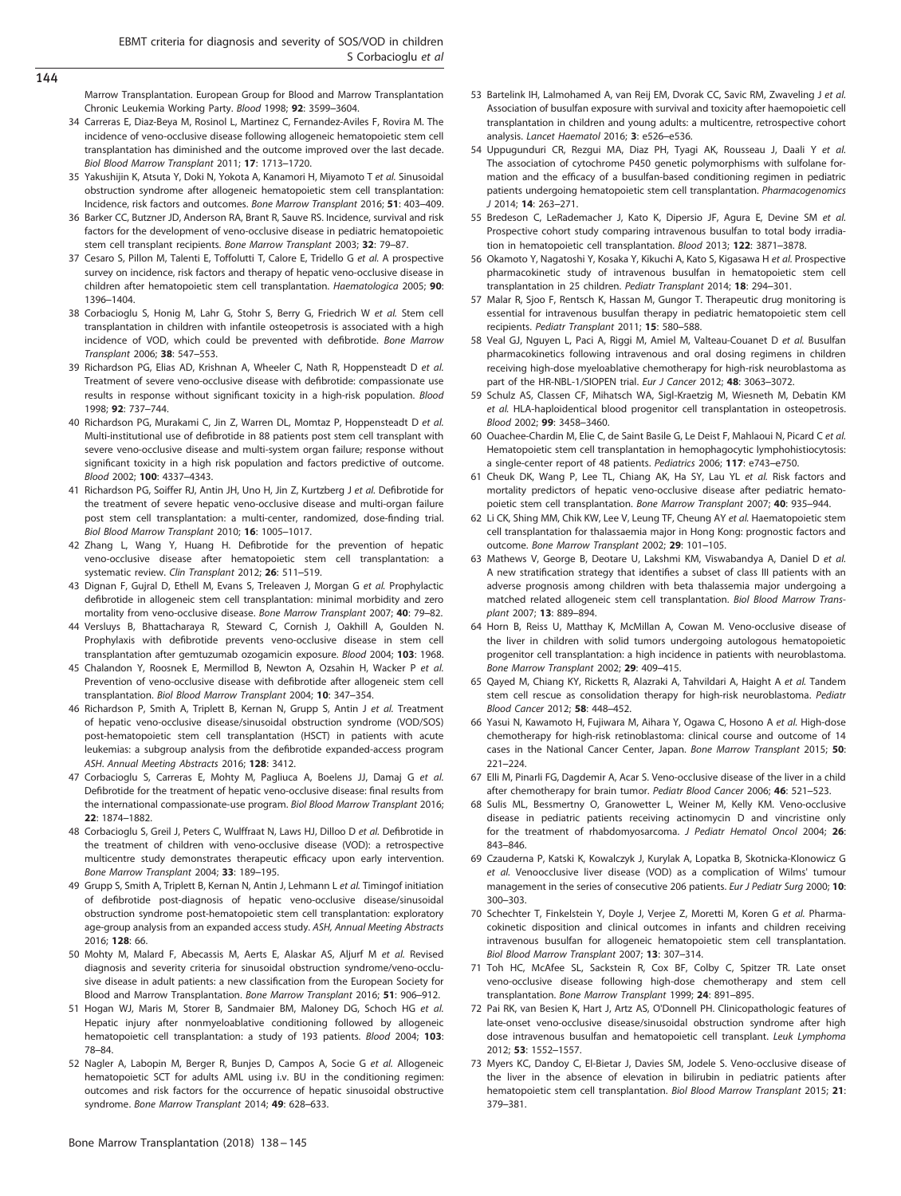Marrow Transplantation. European Group for Blood and Marrow Transplantation Chronic Leukemia Working Party. *Blood* 1998; **92**: 3599–3604.

34 Carreras E, Diaz-Beya M, Rosinol L, Martinez C, Fernandez-Aviles F, Rovira M. The incidence of veno-occlusive disease following allogeneic hematopoietic stem cell transplantation has diminished and the outcome improved over the last decade. *Biol Blood Marrow Transplant* 2011; **17**: 1713–1720.

35 Yakushijin K, Atsuta Y, Doki N, Yokota A, Kanamori H, Miyamoto T *et al.* Sinusoidal obstruction syndrome after allogeneic hematopoietic stem cell transplantation: Incidence, risk factors and outcomes. *Bone Marrow Transplant* 2016; **51**: 403–409.

36 Barker CC, Butzner JD, Anderson RA, Brant R, Sauve RS. Incidence, survival and risk factors for the development of veno-occlusive disease in pediatric hematopoietic stem cell transplant recipients. *Bone Marrow Transplant* 2003; **32**: 79–87.

37 Cesaro S, Pillon M, Talenti E, Toffolutti T, Calore E, Tridello G *et al.* A prospective survey on incidence, risk factors and therapy of hepatic veno-occlusive disease in children after hematopoietic stem cell transplantation. *Haematologica* 2005; **90**: 1396–1404.

38 Corbacioglu S, Honig M, Lahr G, Stohr S, Berry G, Friedrich W *et al.* Stem cell transplantation in children with infantile osteopetrosis is associated with a high incidence of VOD, which could be prevented with defibrotide. *Bone Marrow Transplant* 2006; **38**: 547–553.

39 Richardson PG, Elias AD, Krishnan A, Wheeler C, Nath R, Hoppensteadt D *et al.* Treatment of severe veno-occlusive disease with defibrotide: compassionate use results in response without significant toxicity in a high-risk population. *Blood* 1998; **92**: 737–744.

40 Richardson PG, Murakami C, Jin Z, Warren DL, Momtaz P, Hoppensteadt D *et al.* Multi-institutional use of defibrotide in 88 patients post stem cell transplant with severe veno-occlusive disease and multi-system organ failure; response without significant toxicity in a high risk population and factors predictive of outcome. *Blood* 2002; **100**: 4337–4343.

41 Richardson PG, Soiffer RJ, Antin JH, Uno H, Jin Z, Kurtzberg J *et al.* Defibrotide for the treatment of severe hepatic veno-occlusive disease and multi-organ failure post stem cell transplantation: a multi-center, randomized, dose-finding trial. *Biol Blood Marrow Transplant* 2010; **16**: 1005–1017.

42 Zhang L, Wang Y, Huang H. Defibrotide for the prevention of hepatic veno-occlusive disease after hematopoietic stem cell transplantation: a systematic review. *Clin Transplant* 2012; **26**: 511–519.

43 Dignan F, Gujral D, Ethell M, Evans S, Treleaven J, Morgan G *et al.* Prophylactic defibrotide in allogeneic stem cell transplantation: minimal morbidity and zero mortality from veno-occlusive disease. *Bone Marrow Transplant* 2007; **40**: 79–82.

44 Versluys B, Bhattacharaya R, Steward C, Cornish J, Oakhill A, Goulden N. Prophylaxis with defibrotide prevents veno-occlusive disease in stem cell transplantation after gemtuzumab ozogamicin exposure. *Blood* 2004; **103**: 1968.

45 Chalandon Y, Roosnek E, Mermillod B, Newton A, Ozsahin H, Wacker P *et al.* Prevention of veno-occlusive disease with defibrotide after allogeneic stem cell transplantation. *Biol Blood Marrow Transplant* 2004; **10**: 347–354.

46 Richardson P, Smith A, Triplett B, Kernan N, Grupp S, Antin J *et al.* Treatment of hepatic veno-occlusive disease/sinusoidal obstruction syndrome (VOD/SOS) post-hematopoietic stem cell transplantation (HSCT) in patients with acute leukemias: a subgroup analysis from the defibrotide expanded-access program *ASH. Annual Meeting Abstracts* 2016; **128**: 3412.

47 Corbacioglu S, Carreras E, Mohty M, Pagliuca A, Boelens JJ, Damaj G *et al.* Defibrotide for the treatment of hepatic veno-occlusive disease: final results from the international compassionate-use program. *Biol Blood Marrow Transplant* 2016; **22**: 1874–1882.

48 Corbacioglu S, Greil J, Peters C, Wulffraat N, Laws HJ, Dilloo D *et al.* Defibrotide in the treatment of children with veno-occlusive disease (VOD): a retrospective multicentre study demonstrates therapeutic efficacy upon early intervention. *Bone Marrow Transplant* 2004; **33**: 189–195.

49 Grupp S, Smith A, Triplett B, Kernan N, Antin J, Lehmann L *et al.* Timingof initiation of defibrotide post-diagnosis of hepatic veno-occlusive disease/sinusoidal obstruction syndrome post-hematopoietic stem cell transplantation: exploratory age-group analysis from an expanded access study. *ASH, Annual Meeting Abstracts* 2016; **128**: 66.

50 Mohty M, Malard F, Abecassis M, Aerts E, Alaskar AS, Aljurf M *et al.* Revised diagnosis and severity criteria for sinusoidal obstruction syndrome/veno-occlusive disease in adult patients: a new classification from the European Society for Blood and Marrow Transplantation. *Bone Marrow Transplant* 2016; **51**: 906–912.

51 Hogan WJ, Maris M, Storer B, Sandmaier BM, Maloney DG, Schoch HG *et al.* Hepatic injury after nonmyeloablative conditioning followed by allogeneic hematopoietic cell transplantation: a study of 193 patients. *Blood* 2004; **103**: 78–84.

52 Nagler A, Labopin M, Berger R, Bunjes D, Campos A, Socie G *et al.* Allogeneic hematopoietic SCT for adults AML using i.v. BU in the conditioning regimen: outcomes and risk factors for the occurrence of hepatic sinusoidal obstructive syndrome. *Bone Marrow Transplant* 2014; **49**: 628–633.

53 Bartelink IH, Lalmohamed A, van Reij EM, Dvorak CC, Savic RM, Zwaveling J *et al.* Association of busulfan exposure with survival and toxicity after haemopoietic cell transplantation in children and young adults: a multicentre, retrospective cohort analysis. *Lancet Haematol* 2016; **3**: e526–e536.

54 Uppugunduri CR, Rezgui MA, Diaz PH, Tyagi AK, Rousseau J, Daali Y *et al.* The association of cytochrome P450 genetic polymorphisms with sulfolane formation and the efficacy of a busulfan-based conditioning regimen in pediatric patients undergoing hematopoietic stem cell transplantation. *Pharmacogenomics J* 2014; **14**: 263–271.

55 Bredeson C, LeRademacher J, Kato K, Dipersio JF, Agura E, Devine SM *et al.* Prospective cohort study comparing intravenous busulfan to total body irradiation in hematopoietic cell transplantation. *Blood* 2013; **122**: 3871–3878.

56 Okamoto Y, Nagatoshi Y, Kosaka Y, Kikuchi A, Kato S, Kigasawa H *et al.* Prospective pharmacokinetic study of intravenous busulfan in hematopoietic stem cell transplantation in 25 children. *Pediatr Transplant* 2014; **18**: 294–301.

57 Malar R, Sjoo F, Rentsch K, Hassan M, Gungor T. Therapeutic drug monitoring is essential for intravenous busulfan therapy in pediatric hematopoietic stem cell recipients. *Pediatr Transplant* 2011; **15**: 580–588.

58 Veal GJ, Nguyen L, Paci A, Riggi M, Amiel M, Valteau-Couanet D *et al.* Busulfan pharmacokinetics following intravenous and oral dosing regimens in children receiving high-dose myeloablative chemotherapy for high-risk neuroblastoma as part of the HR-NBL-1/SIOPEN trial. *Eur J Cancer* 2012; **48**: 3063–3072.

59 Schulz AS, Classen CF, Mihatsch WA, Sigl-Kraetzig M, Wiesneth M, Debatin KM *et al.* HLA-haploidentical blood progenitor cell transplantation in osteopetrosis. *Blood* 2002; **99**: 3458–3460.

60 Ouachee-Chardin M, Elie C, de Saint Basile G, Le Deist F, Mahlaoui N, Picard C *et al.* Hematopoietic stem cell transplantation in hemophagocytic lymphohistiocytosis: a single-center report of 48 patients. *Pediatrics* 2006; **117**: e743–e750.

61 Cheuk DK, Wang P, Lee TL, Chiang AK, Ha SY, Lau YL *et al.* Risk factors and mortality predictors of hepatic veno-occlusive disease after pediatric hematopoietic stem cell transplantation. *Bone Marrow Transplant* 2007; **40**: 935–944.

62 Li CK, Shing MM, Chik KW, Lee V, Leung TF, Cheung AY *et al.* Haematopoietic stem cell transplantation for thalassaemia major in Hong Kong: prognostic factors and outcome. *Bone Marrow Transplant* 2002; **29**: 101–105.

63 Mathews V, George B, Deotare U, Lakshmi KM, Viswabandya A, Daniel D *et al.* A new stratification strategy that identifies a subset of class III patients with an adverse prognosis among children with beta thalassemia major undergoing a matched related allogeneic stem cell transplantation. *Biol Blood Marrow Transplant* 2007; **13**: 889–894.

64 Horn B, Reiss U, Matthay K, McMillan A, Cowan M. Veno-occlusive disease of the liver in children with solid tumors undergoing autologous hematopoietic progenitor cell transplantation: a high incidence in patients with neuroblastoma. *Bone Marrow Transplant* 2002; **29**: 409–415.

65 Qayed M, Chiang KY, Ricketts R, Alazraki A, Tahvildari A, Haight A *et al.* Tandem stem cell rescue as consolidation therapy for high-risk neuroblastoma. *Pediatr Blood Cancer* 2012; **58**: 448–452.

66 Yasui N, Kawamoto H, Fujiwara M, Aihara Y, Ogawa C, Hosono A *et al.* High-dose chemotherapy for high-risk retinoblastoma: clinical course and outcome of 14 cases in the National Cancer Center, Japan. *Bone Marrow Transplant* 2015; **50**: 221–224.

67 Elli M, Pinarli FG, Dagdemir A, Acar S. Veno-occlusive disease of the liver in a child after chemotherapy for brain tumor. *Pediatr Blood Cancer* 2006; **46**: 521–523.

68 Sulis ML, Bessmertny O, Granowetter L, Weiner M, Kelly KM. Veno-occlusive disease in pediatric patients receiving actinomycin D and vincristine only for the treatment of rhabdomyosarcoma. *J Pediatr Hematol Oncol* 2004; **26**: 843–846.

69 Czauderna P, Katski K, Kowalczyk J, Kurylak A, Lopatka B, Skotnicka-Klonowicz G *et al.* Venoocclusive liver disease (VOD) as a complication of Wilms' tumour management in the series of consecutive 206 patients. *Eur J Pediatr Surg* 2000; **10**: 300–303.

70 Schechter T, Finkelstein Y, Doyle J, Verjee Z, Moretti M, Koren G *et al.* Pharmacokinetic disposition and clinical outcomes in infants and children receiving intravenous busulfan for allogeneic hematopoietic stem cell transplantation. *Biol Blood Marrow Transplant* 2007; **13**: 307–314.

71 Toh HC, McAfee SL, Sackstein R, Cox BF, Colby C, Spitzer TR. Late onset veno-occlusive disease following high-dose chemotherapy and stem cell transplantation. *Bone Marrow Transplant* 1999; **24**: 891–895.

72 Pai RK, van Besien K, Hart J, Artz AS, O'Donnell PH. Clinicopathologic features of late-onset veno-occlusive disease/sinusoidal obstruction syndrome after high dose intravenous busulfan and hematopoietic cell transplant. *Leuk Lymphoma* 2012; **53**: 1552–1557.

73 Myers KC, Dandoy C, El-Bietar J, Davies SM, Jodele S. Veno-occlusive disease of the liver in the absence of elevation in bilirubin in pediatric patients after hematopoietic stem cell transplantation. *Biol Blood Marrow Transplant* 2015; **21**: 379–381.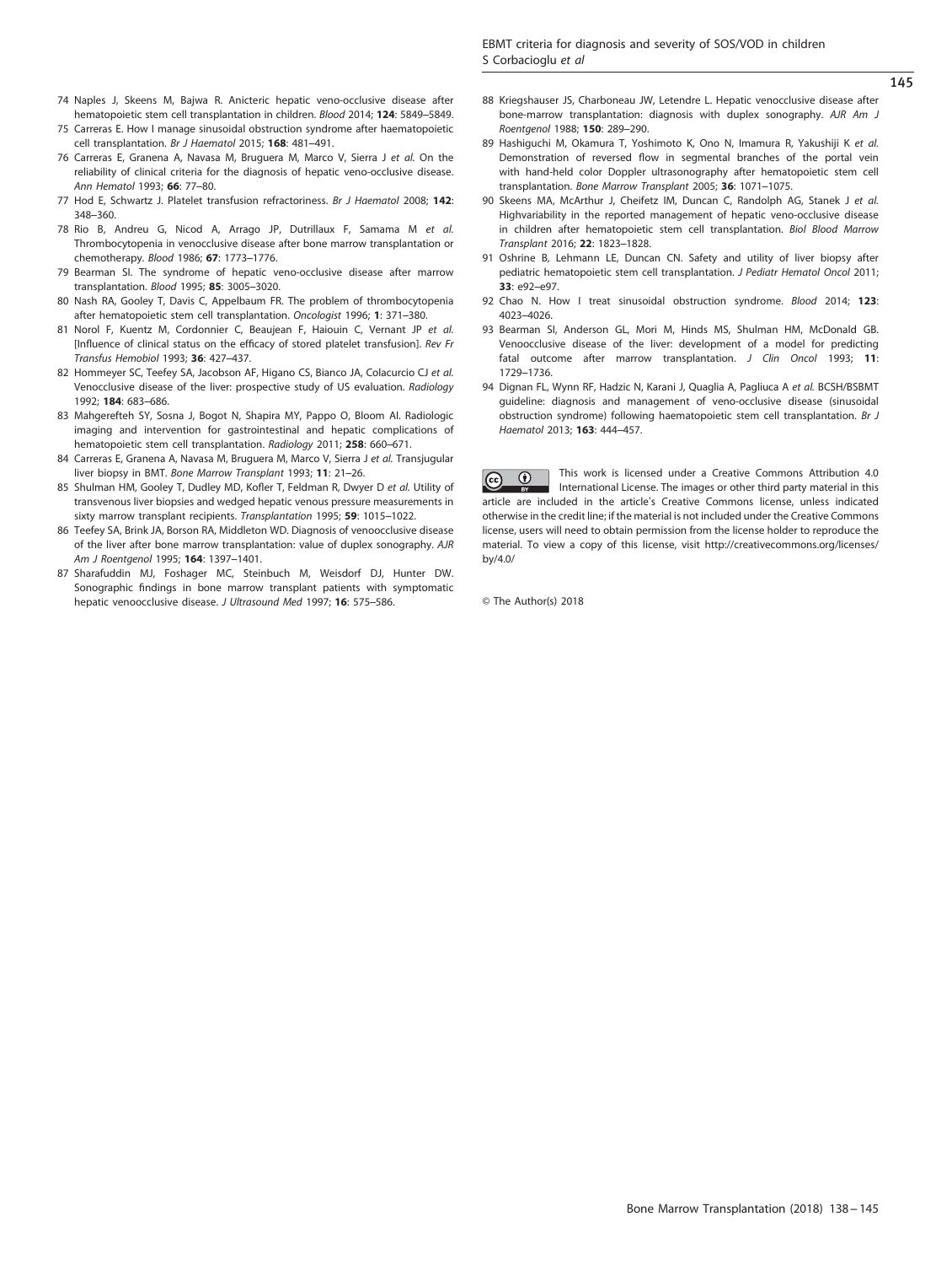74 Naples J, Skeens M, Bajwa R. Anicteric hepatic veno-occlusive disease after hematopoietic stem cell transplantation in children. *Blood* 2014; **124**: 5849–5849.

75 Carreras E. How I manage sinusoidal obstruction syndrome after haematopoietic cell transplantation. *Br J Haematol* 2015; **168**: 481–491.

76 Carreras E, Granena A, Navasa M, Bruguera M, Marco V, Sierra J *et al.* On the reliability of clinical criteria for the diagnosis of hepatic veno-occlusive disease. *Ann Hematol* 1993; **66**: 77–80.

77 Hod E, Schwartz J. Platelet transfusion refractoriness. *Br J Haematol* 2008; **142**: 348–360.

78 Rio B, Andreu G, Nicod A, Arrago JP, Dutrillaux F, Samama M *et al.* Thrombocytopenia in venocclusive disease after bone marrow transplantation or chemotherapy. *Blood* 1986; **67**: 1773–1776.

79 Bearman SI. The syndrome of hepatic veno-occlusive disease after marrow transplantation. *Blood* 1995; **85**: 3005–3020.

80 Nash RA, Gooley T, Davis C, Appelbaum FR. The problem of thrombocytopenia after hematopoietic stem cell transplantation. *Oncologist* 1996; **1**: 371–380.

81 Norol F, Kuentz M, Cordonnier C, Beaujean F, Haiouin C, Vernant JP *et al.* [Influence of clinical status on the efficacy of stored platelet transfusion]. *Rev Fr Transfus Hemobiol* 1993; **36**: 427–437.

82 Hommeyer SC, Teefey SA, Jacobson AF, Higano CS, Bianco JA, Colacurcio CJ *et al.* Venocclusive disease of the liver: prospective study of US evaluation. *Radiology* 1992; **184**: 683–686.

83 Mahgerefteh SY, Sosna J, Bogot N, Shapira MY, Pappo O, Bloom AI. Radiologic imaging and intervention for gastrointestinal and hepatic complications of hematopoietic stem cell transplantation. *Radiology* 2011; **258**: 660–671.

84 Carreras E, Granena A, Navasa M, Bruguera M, Marco V, Sierra J *et al.* Transjugular liver biopsy in BMT. *Bone Marrow Transplant* 1993; **11**: 21–26.

85 Shulman HM, Gooley T, Dudley MD, Kofler T, Feldman R, Dwyer D *et al.* Utility of transvenous liver biopsies and wedged hepatic venous pressure measurements in sixty marrow transplant recipients. *Transplantation* 1995; **59**: 1015–1022.

86 Teefey SA, Brink JA, Borson RA, Middleton WD. Diagnosis of venoocclusive disease of the liver after bone marrow transplantation: value of duplex sonography. *AJR Am J Roentgenol* 1995; **164**: 1397–1401.

87 Sharafuddin MJ, Foshager MC, Steinbuch M, Weisdorf DJ, Hunter DW. Sonographic findings in bone marrow transplant patients with symptomatic hepatic venoocclusive disease. *J Ultrasound Med* 1997; **16**: 575–586.

88 Kriegshauser JS, Charboneau JW, Letendre L. Hepatic venocclusive disease after bone-marrow transplantation: diagnosis with duplex sonography. *AJR Am J Roentgenol* 1988; **150**: 289–290.

89 Hashiguchi M, Okamura T, Yoshimoto K, Ono N, Imamura R, Yakushiji K *et al.* Demonstration of reversed flow in segmental branches of the portal vein with hand-held color Doppler ultrasonography after hematopoietic stem cell transplantation. *Bone Marrow Transplant* 2005; **36**: 1071–1075.

90 Skeens MA, McArthur J, Cheifetz IM, Duncan C, Randolph AG, Stanek J *et al.* Highvariability in the reported management of hepatic veno-occlusive disease in children after hematopoietic stem cell transplantation. *Biol Blood Marrow Transplant* 2016; **22**: 1823–1828.

91 Oshrine B, Lehmann LE, Duncan CN. Safety and utility of liver biopsy after pediatric hematopoietic stem cell transplantation. *J Pediatr Hematol Oncol* 2011; **33**: e92–e97.

92 Chao N. How I treat sinusoidal obstruction syndrome. *Blood* 2014; **123**: 4023–4026.

93 Bearman SI, Anderson GL, Mori M, Hinds MS, Shulman HM, McDonald GB. Venoocclusive disease of the liver: development of a model for predicting fatal outcome after marrow transplantation. *J Clin Oncol* 1993; **11**: 1729–1736.

94 Dignan FL, Wynn RF, Hadzic N, Karani J, Quaglia A, Pagliuca A *et al.* BCSH/BSBMT guideline: diagnosis and management of veno-occlusive disease (sinusoidal obstruction syndrome) following haematopoietic stem cell transplantation. *Br J Haematol* 2013; **163**: 444–457.

This work is licensed under a Creative Commons Attribution 4.0 International License. The images or other third party material in this article are included in the article's Creative Commons license, unless indicated otherwise in the credit line; if the material is not included under the Creative Commons license, users will need to obtain permission from the license holder to reproduce the material. To view a copy of this license, visit http://creativecommons.org/licenses/by/4.0/

© The Author(s) 2018